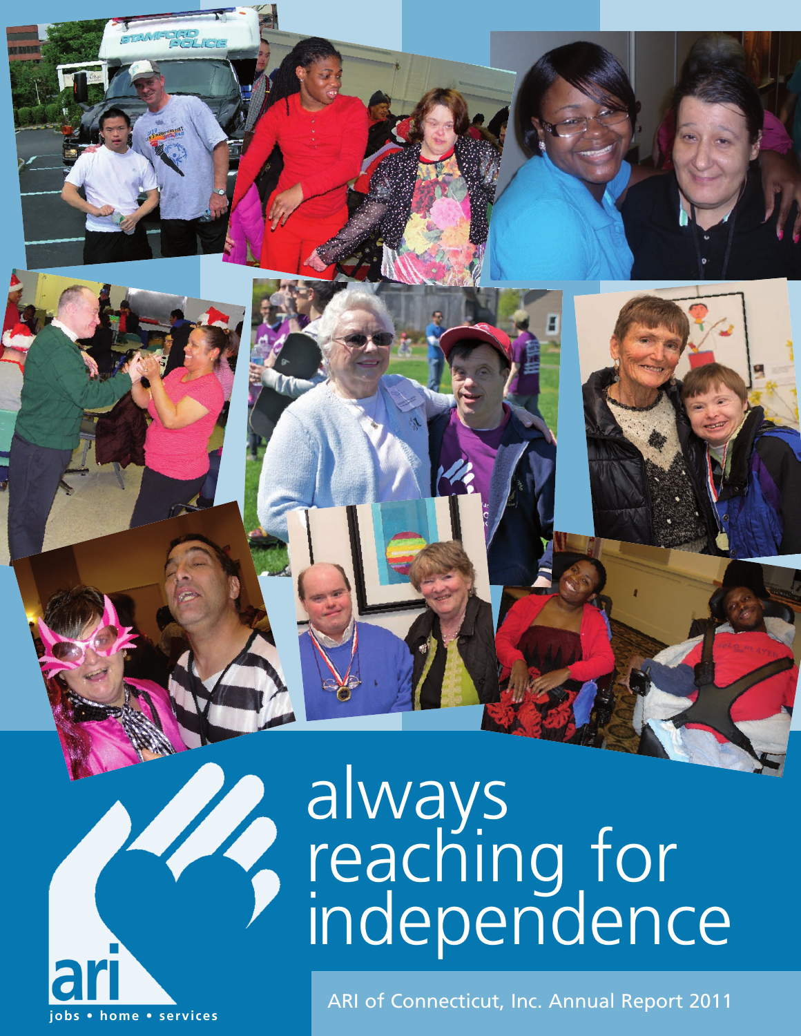# always reaching for independence

ari

jobs • home • services

ARI of Connecticut, Inc. Annual Report 2011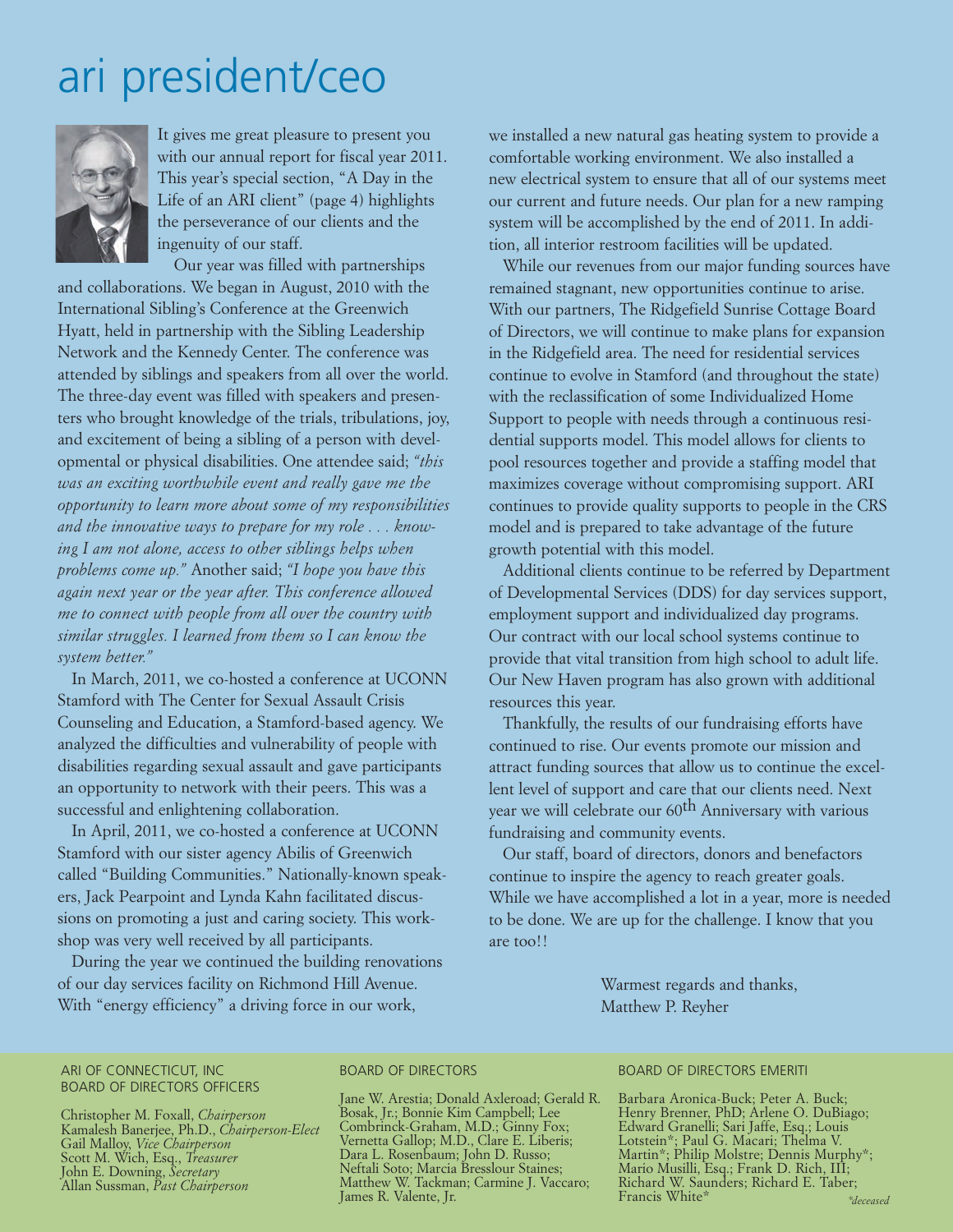# ari president/ceo

It gives me great pleasure to present you with our annual report for fiscal year 2011. This year's special section, "A Day in the Life of an ARI client" (page 4) highlights the perseverance of our clients and the ingenuity of our staff.

Our year was filled with partnerships and collaborations. We began in August, 2010 with the International Sibling's Conference at the Greenwich Hyatt, held in partnership with the Sibling Leadership Network and the Kennedy Center. The conference was attended by siblings and speakers from all over the world. The three-day event was filled with speakers and presenters who brought knowledge of the trials, tribulations, joy, and excitement of being a sibling of a person with developmental or physical disabilities. One attendee said; *"this was an exciting worthwhile event and really gave me the opportunity to learn more about some of my responsibilities and the innovative ways to prepare for my role . . . knowing I am not alone, access to other siblings helps when problems come up."* Another said; *"I hope you have this again next year or the year after. This conference allowed me to connect with people from all over the country with similar struggles. I learned from them so I can know the system better."*

In March, 2011, we co-hosted a conference at UCONN Stamford with The Center for Sexual Assault Crisis Counseling and Education, a Stamford-based agency. We analyzed the difficulties and vulnerability of people with disabilities regarding sexual assault and gave participants an opportunity to network with their peers. This was a successful and enlightening collaboration.

In April, 2011, we co-hosted a conference at UCONN Stamford with our sister agency Abilis of Greenwich called "Building Communities." Nationally-known speakers, Jack Pearpoint and Lynda Kahn facilitated discussions on promoting a just and caring society. This workshop was very well received by all participants.

During the year we continued the building renovations of our day services facility on Richmond Hill Avenue. With "energy efficiency" a driving force in our work, we installed a new natural gas heating system to provide a comfortable working environment. We also installed a new electrical system to ensure that all of our systems meet our current and future needs. Our plan for a new ramping system will be accomplished by the end of 2011. In addition, all interior restroom facilities will be updated.

While our revenues from our major funding sources have remained stagnant, new opportunities continue to arise. With our partners, The Ridgefield Sunrise Cottage Board of Directors, we will continue to make plans for expansion in the Ridgefield area. The need for residential services continue to evolve in Stamford (and throughout the state) with the reclassification of some Individualized Home Support to people with needs through a continuous residential supports model. This model allows for clients to pool resources together and provide a staffing model that maximizes coverage without compromising support. ARI continues to provide quality supports to people in the CRS model and is prepared to take advantage of the future growth potential with this model.

Additional clients continue to be referred by Department of Developmental Services (DDS) for day services support, employment support and individualized day programs. Our contract with our local school systems continue to provide that vital transition from high school to adult life. Our New Haven program has also grown with additional resources this year.

Thankfully, the results of our fundraising efforts have continued to rise. Our events promote our mission and attract funding sources that allow us to continue the excellent level of support and care that our clients need. Next year we will celebrate our 60th Anniversary with various fundraising and community events.

Our staff, board of directors, donors and benefactors continue to inspire the agency to reach greater goals. While we have accomplished a lot in a year, more is needed to be done. We are up for the challenge. I know that you are too!!

Warmest regards and thanks,
Matthew P. Reyher

---

ARI OF CONNECTICUT, INC
BOARD OF DIRECTORS OFFICERS

Christopher M. Foxall, *Chairperson*
Kamalesh Banerjee, Ph.D., *Chairperson-Elect*
Gail Malloy, *Vice Chairperson*
Scott M. Wich, Esq., *Treasurer*
John E. Downing, *Secretary*
Allan Sussman, *Past Chairperson*

BOARD OF DIRECTORS

Jane W. Arestia; Donald Axleroad; Gerald R. Bosak, Jr.; Bonnie Kim Campbell; Lee Combrinck-Graham, M.D.; Ginny Fox; Vernetta Gallop; M.D., Clare E. Liberis; Dara L. Rosenbaum; John D. Russo; Neftali Soto; Marcia Bresslour Staines; Matthew W. Tackman; Carmine J. Vaccaro; James R. Valente, Jr.

BOARD OF DIRECTORS EMERITI

Barbara Aronica-Buck; Peter A. Buck; Henry Brenner, PhD; Arlene O. DuBiago; Edward Granelli; Sari Jaffe, Esq.; Louis Lotstein*; Paul G. Macari; Thelma V. Martin*; Philip Molstre; Dennis Murphy*; Mario Musilli, Esq.; Frank D. Rich, III; Richard W. Saunders; Richard E. Taber; Francis White*

*\*deceased*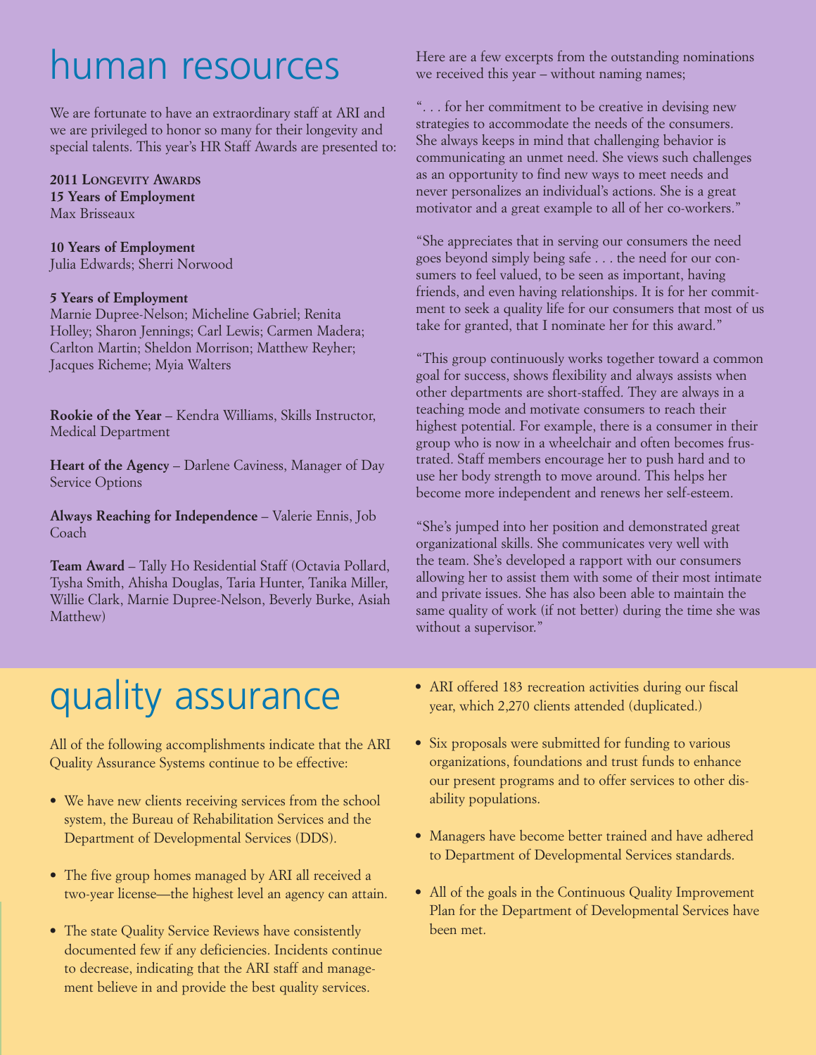# human resources

We are fortunate to have an extraordinary staff at ARI and we are privileged to honor so many for their longevity and special talents. This year's HR Staff Awards are presented to:

**2011 Longevity Awards**
**15 Years of Employment**
Max Brisseaux

**10 Years of Employment**
Julia Edwards; Sherri Norwood

**5 Years of Employment**
Marnie Dupree-Nelson; Micheline Gabriel; Renita Holley; Sharon Jennings; Carl Lewis; Carmen Madera; Carlton Martin; Sheldon Morrison; Matthew Reyher; Jacques Richeme; Myia Walters

**Rookie of the Year** – Kendra Williams, Skills Instructor, Medical Department

**Heart of the Agency** – Darlene Caviness, Manager of Day Service Options

**Always Reaching for Independence** – Valerie Ennis, Job Coach

**Team Award** – Tally Ho Residential Staff (Octavia Pollard, Tysha Smith, Ahisha Douglas, Taria Hunter, Tanika Miller, Willie Clark, Marnie Dupree-Nelson, Beverly Burke, Asiah Matthew)

Here are a few excerpts from the outstanding nominations we received this year – without naming names;

". . . for her commitment to be creative in devising new strategies to accommodate the needs of the consumers. She always keeps in mind that challenging behavior is communicating an unmet need. She views such challenges as an opportunity to find new ways to meet needs and never personalizes an individual's actions. She is a great motivator and a great example to all of her co-workers."

"She appreciates that in serving our consumers the need goes beyond simply being safe . . . the need for our consumers to feel valued, to be seen as important, having friends, and even having relationships. It is for her commitment to seek a quality life for our consumers that most of us take for granted, that I nominate her for this award."

"This group continuously works together toward a common goal for success, shows flexibility and always assists when other departments are short-staffed. They are always in a teaching mode and motivate consumers to reach their highest potential. For example, there is a consumer in their group who is now in a wheelchair and often becomes frustrated. Staff members encourage her to push hard and to use her body strength to move around. This helps her become more independent and renews her self-esteem.

"She's jumped into her position and demonstrated great organizational skills. She communicates very well with the team. She's developed a rapport with our consumers allowing her to assist them with some of their most intimate and private issues. She has also been able to maintain the same quality of work (if not better) during the time she was without a supervisor."

# quality assurance

All of the following accomplishments indicate that the ARI Quality Assurance Systems continue to be effective:

- We have new clients receiving services from the school system, the Bureau of Rehabilitation Services and the Department of Developmental Services (DDS).
- The five group homes managed by ARI all received a two-year license—the highest level an agency can attain.
- The state Quality Service Reviews have consistently documented few if any deficiencies. Incidents continue to decrease, indicating that the ARI staff and management believe in and provide the best quality services.
- ARI offered 183 recreation activities during our fiscal year, which 2,270 clients attended (duplicated.)
- Six proposals were submitted for funding to various organizations, foundations and trust funds to enhance our present programs and to offer services to other disability populations.
- Managers have become better trained and have adhered to Department of Developmental Services standards.
- All of the goals in the Continuous Quality Improvement Plan for the Department of Developmental Services have been met.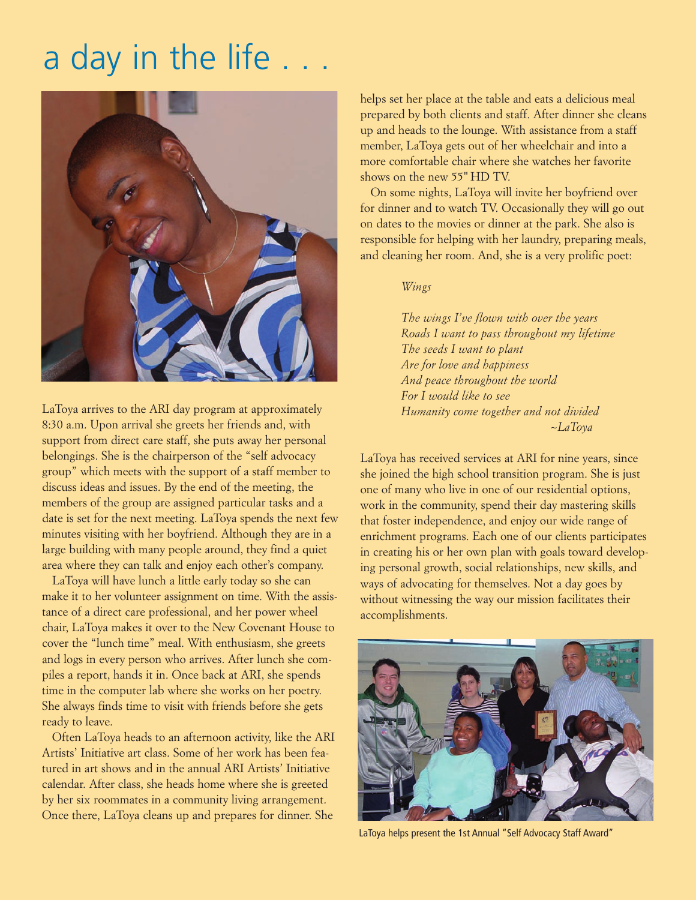# a day in the life . . .

LaToya arrives to the ARI day program at approximately 8:30 a.m. Upon arrival she greets her friends and, with support from direct care staff, she puts away her personal belongings. She is the chairperson of the "self advocacy group" which meets with the support of a staff member to discuss ideas and issues. By the end of the meeting, the members of the group are assigned particular tasks and a date is set for the next meeting. LaToya spends the next few minutes visiting with her boyfriend. Although they are in a large building with many people around, they find a quiet area where they can talk and enjoy each other's company.

LaToya will have lunch a little early today so she can make it to her volunteer assignment on time. With the assistance of a direct care professional, and her power wheel chair, LaToya makes it over to the New Covenant House to cover the "lunch time" meal. With enthusiasm, she greets and logs in every person who arrives. After lunch she compiles a report, hands it in. Once back at ARI, she spends time in the computer lab where she works on her poetry. She always finds time to visit with friends before she gets ready to leave.

Often LaToya heads to an afternoon activity, like the ARI Artists' Initiative art class. Some of her work has been featured in art shows and in the annual ARI Artists' Initiative calendar. After class, she heads home where she is greeted by her six roommates in a community living arrangement. Once there, LaToya cleans up and prepares for dinner. She helps set her place at the table and eats a delicious meal prepared by both clients and staff. After dinner she cleans up and heads to the lounge. With assistance from a staff member, LaToya gets out of her wheelchair and into a more comfortable chair where she watches her favorite shows on the new 55" HD TV.

On some nights, LaToya will invite her boyfriend over for dinner and to watch TV. Occasionally they will go out on dates to the movies or dinner at the park. She also is responsible for helping with her laundry, preparing meals, and cleaning her room. And, she is a very prolific poet:

*Wings*

*The wings I've flown with over the years*
*Roads I want to pass throughout my lifetime*
*The seeds I want to plant*
*Are for love and happiness*
*And peace throughout the world*
*For I would like to see*
*Humanity come together and not divided*
*~LaToya*

LaToya has received services at ARI for nine years, since she joined the high school transition program. She is just one of many who live in one of our residential options, work in the community, spend their day mastering skills that foster independence, and enjoy our wide range of enrichment programs. Each one of our clients participates in creating his or her own plan with goals toward developing personal growth, social relationships, new skills, and ways of advocating for themselves. Not a day goes by without witnessing the way our mission facilitates their accomplishments.

LaToya helps present the 1st Annual "Self Advocacy Staff Award"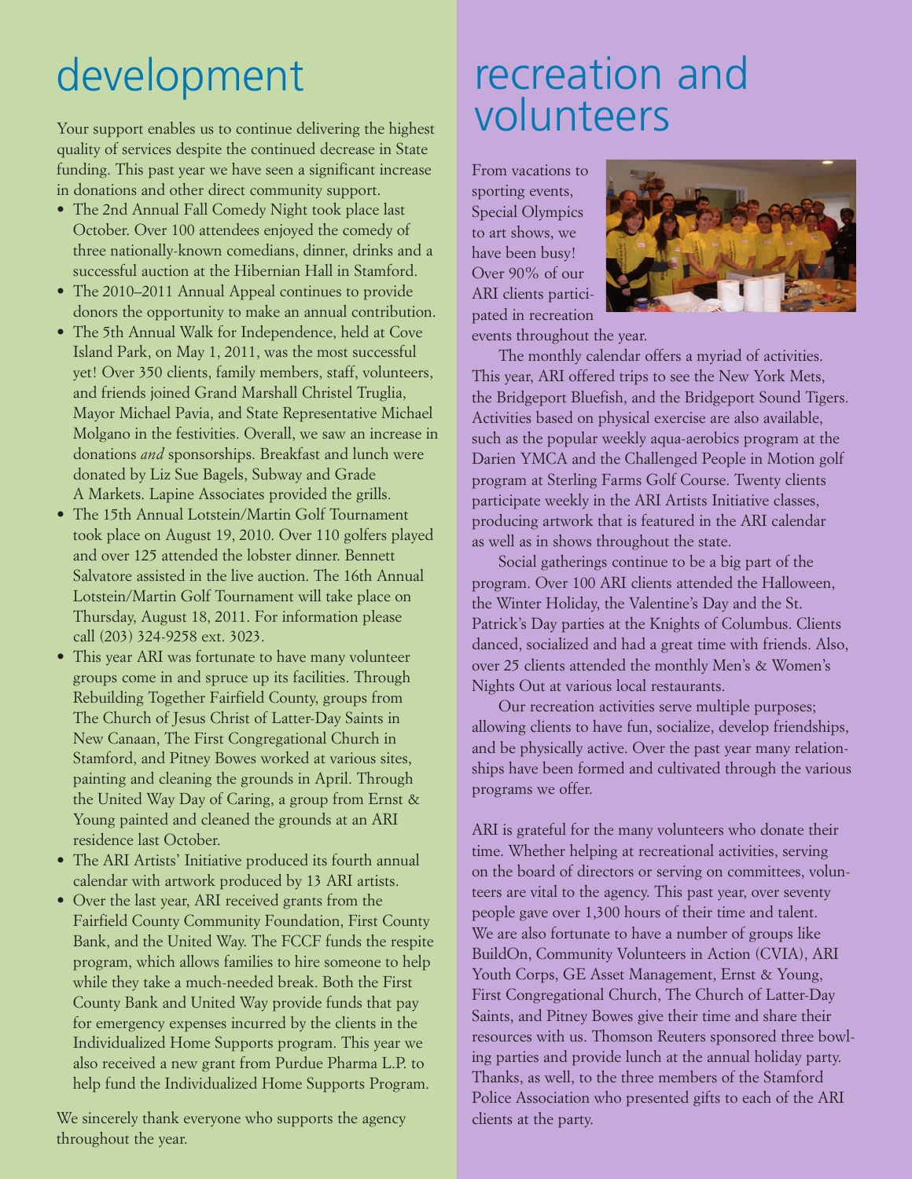# development

Your support enables us to continue delivering the highest quality of services despite the continued decrease in State funding. This past year we have seen a significant increase in donations and other direct community support.

- The 2nd Annual Fall Comedy Night took place last October. Over 100 attendees enjoyed the comedy of three nationally-known comedians, dinner, drinks and a successful auction at the Hibernian Hall in Stamford.
- The 2010–2011 Annual Appeal continues to provide donors the opportunity to make an annual contribution.
- The 5th Annual Walk for Independence, held at Cove Island Park, on May 1, 2011, was the most successful yet! Over 350 clients, family members, staff, volunteers, and friends joined Grand Marshall Christel Truglia, Mayor Michael Pavia, and State Representative Michael Molgano in the festivities. Overall, we saw an increase in donations *and* sponsorships. Breakfast and lunch were donated by Liz Sue Bagels, Subway and Grade A Markets. Lapine Associates provided the grills.
- The 15th Annual Lotstein/Martin Golf Tournament took place on August 19, 2010. Over 110 golfers played and over 125 attended the lobster dinner. Bennett Salvatore assisted in the live auction. The 16th Annual Lotstein/Martin Golf Tournament will take place on Thursday, August 18, 2011. For information please call (203) 324-9258 ext. 3023.
- This year ARI was fortunate to have many volunteer groups come in and spruce up its facilities. Through Rebuilding Together Fairfield County, groups from The Church of Jesus Christ of Latter-Day Saints in New Canaan, The First Congregational Church in Stamford, and Pitney Bowes worked at various sites, painting and cleaning the grounds in April. Through the United Way Day of Caring, a group from Ernst & Young painted and cleaned the grounds at an ARI residence last October.
- The ARI Artists' Initiative produced its fourth annual calendar with artwork produced by 13 ARI artists.
- Over the last year, ARI received grants from the Fairfield County Community Foundation, First County Bank, and the United Way. The FCCF funds the respite program, which allows families to hire someone to help while they take a much-needed break. Both the First County Bank and United Way provide funds that pay for emergency expenses incurred by the clients in the Individualized Home Supports program. This year we also received a new grant from Purdue Pharma L.P. to help fund the Individualized Home Supports Program.

We sincerely thank everyone who supports the agency throughout the year.

# recreation and volunteers

From vacations to sporting events, Special Olympics to art shows, we have been busy! Over 90% of our ARI clients participated in recreation events throughout the year.

The monthly calendar offers a myriad of activities. This year, ARI offered trips to see the New York Mets, the Bridgeport Bluefish, and the Bridgeport Sound Tigers. Activities based on physical exercise are also available, such as the popular weekly aqua-aerobics program at the Darien YMCA and the Challenged People in Motion golf program at Sterling Farms Golf Course. Twenty clients participate weekly in the ARI Artists Initiative classes, producing artwork that is featured in the ARI calendar as well as in shows throughout the state.

Social gatherings continue to be a big part of the program. Over 100 ARI clients attended the Halloween, the Winter Holiday, the Valentine's Day and the St. Patrick's Day parties at the Knights of Columbus. Clients danced, socialized and had a great time with friends. Also, over 25 clients attended the monthly Men's & Women's Nights Out at various local restaurants.

Our recreation activities serve multiple purposes; allowing clients to have fun, socialize, develop friendships, and be physically active. Over the past year many relationships have been formed and cultivated through the various programs we offer.

ARI is grateful for the many volunteers who donate their time. Whether helping at recreational activities, serving on the board of directors or serving on committees, volunteers are vital to the agency. This past year, over seventy people gave over 1,300 hours of their time and talent. We are also fortunate to have a number of groups like BuildOn, Community Volunteers in Action (CVIA), ARI Youth Corps, GE Asset Management, Ernst & Young, First Congregational Church, The Church of Latter-Day Saints, and Pitney Bowes give their time and share their resources with us. Thomson Reuters sponsored three bowling parties and provide lunch at the annual holiday party. Thanks, as well, to the three members of the Stamford Police Association who presented gifts to each of the ARI clients at the party.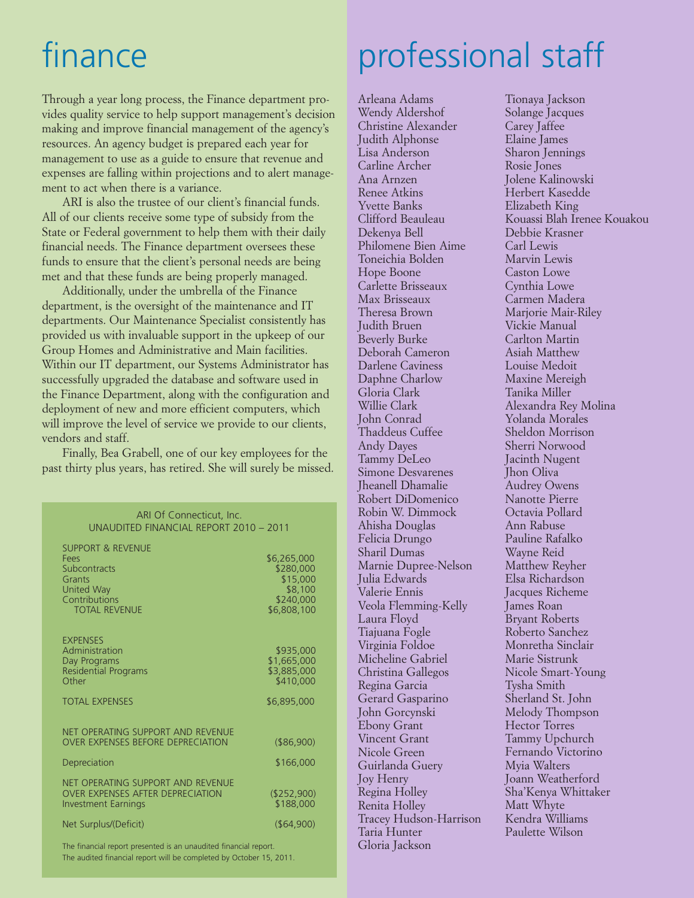# finance

Through a year long process, the Finance department provides quality service to help support management's decision making and improve financial management of the agency's resources. An agency budget is prepared each year for management to use as a guide to ensure that revenue and expenses are falling within projections and to alert management to act when there is a variance.

ARI is also the trustee of our client's financial funds. All of our clients receive some type of subsidy from the State or Federal government to help them with their daily financial needs. The Finance department oversees these funds to ensure that the client's personal needs are being met and that these funds are being properly managed.

Additionally, under the umbrella of the Finance department, is the oversight of the maintenance and IT departments. Our Maintenance Specialist consistently has provided us with invaluable support in the upkeep of our Group Homes and Administrative and Main facilities. Within our IT department, our Systems Administrator has successfully upgraded the database and software used in the Finance Department, along with the configuration and deployment of new and more efficient computers, which will improve the level of service we provide to our clients, vendors and staff.

Finally, Bea Grabell, one of our key employees for the past thirty plus years, has retired. She will surely be missed.

ARI Of Connecticut, Inc.
UNAUDITED FINANCIAL REPORT 2010 – 2011

| | |
|---|---|
| SUPPORT & REVENUE | |
| Fees | $6,265,000 |
| Subcontracts | $280,000 |
| Grants | $15,000 |
| United Way | $8,100 |
| Contributions | $240,000 |
| TOTAL REVENUE | $6,808,100 |
| EXPENSES | |
| Administration | $935,000 |
| Day Programs | $1,665,000 |
| Residential Programs | $3,885,000 |
| Other | $410,000 |
| TOTAL EXPENSES | $6,895,000 |
| NET OPERATING SUPPORT AND REVENUE OVER EXPENSES BEFORE DEPRECIATION | ($86,900) |
| Depreciation | $166,000 |
| NET OPERATING SUPPORT AND REVENUE OVER EXPENSES AFTER DEPRECIATION | ($252,900) |
| Investment Earnings | $188,000 |
| Net Surplus/(Deficit) | ($64,900) |

The financial report presented is an unaudited financial report.
The audited financial report will be completed by October 15, 2011.

# professional staff

Arleana Adams
Wendy Aldershof
Christine Alexander
Judith Alphonse
Lisa Anderson
Carline Archer
Ana Arnzen
Renee Atkins
Yvette Banks
Clifford Beauleau
Dekenya Bell
Philomene Bien Aime
Toneichia Bolden
Hope Boone
Carlette Brisseaux
Max Brisseaux
Theresa Brown
Judith Bruen
Beverly Burke
Deborah Cameron
Darlene Caviness
Daphne Charlow
Gloria Clark
Willie Clark
John Conrad
Thaddeus Cuffee
Andy Dayes
Tammy DeLeo
Simone Desvarenes
Jheanell Dhamalie
Robert DiDomenico
Robin W. Dimmock
Ahisha Douglas
Felicia Drungo
Sharil Dumas
Marnie Dupree-Nelson
Julia Edwards
Valerie Ennis
Veola Flemming-Kelly
Laura Floyd
Tiajuana Fogle
Virginia Foldoe
Micheline Gabriel
Christina Gallegos
Regina Garcia
Gerard Gasparino
John Gorcynski
Ebony Grant
Vincent Grant
Nicole Green
Guirlanda Guery
Joy Henry
Regina Holley
Renita Holley
Tracey Hudson-Harrison
Taria Hunter
Gloria Jackson
Tionaya Jackson
Solange Jacques
Carey Jaffee
Elaine James
Sharon Jennings
Rosie Jones
Jolene Kalinowski
Herbert Kasedde
Elizabeth King
Kouassi Blah Irenee Kouakou
Debbie Krasner
Carl Lewis
Marvin Lewis
Caston Lowe
Cynthia Lowe
Carmen Madera
Marjorie Mair-Riley
Vickie Manual
Carlton Martin
Asiah Matthew
Louise Medoit
Maxine Mereigh
Tanika Miller
Alexandra Rey Molina
Yolanda Morales
Sheldon Morrison
Sherri Norwood
Jacinth Nugent
Jhon Oliva
Audrey Owens
Nanotte Pierre
Octavia Pollard
Ann Rabuse
Pauline Rafalko
Wayne Reid
Matthew Reyher
Elsa Richardson
Jacques Richeme
James Roan
Bryant Roberts
Roberto Sanchez
Monretha Sinclair
Marie Sistrunk
Nicole Smart-Young
Tysha Smith
Sherland St. John
Melody Thompson
Hector Torres
Tammy Upchurch
Fernando Victorino
Myia Walters
Joann Weatherford
Sha'Kenya Whittaker
Matt Whyte
Kendra Williams
Paulette Wilson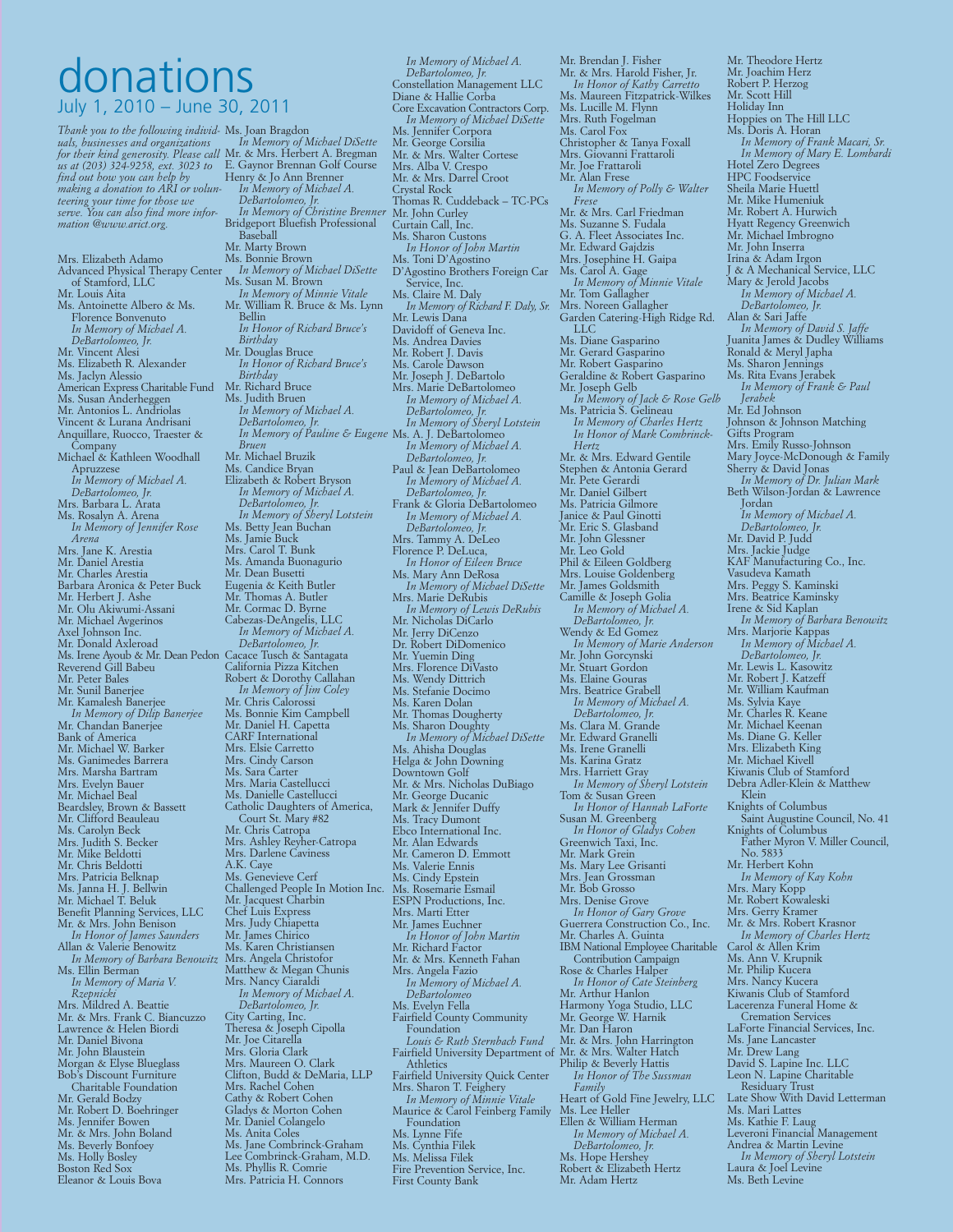# donations

## July 1, 2010 – June 30, 2011

*Thank you to the following individuals, businesses and organizations for their kind generosity. Please call us at (203) 324-9258, ext. 3023 to find out how you can help by making a donation to ARI or volunteering your time for those we serve. You can also find more information @www.arict.org.*

Mrs. Elizabeth Adamo
Advanced Physical Therapy Center of Stamford, LLC
Mr. Louis Aita
Ms. Antoinette Albero & Ms. Florence Bonvenuto
*In Memory of Michael A. DeBartolomeo, Jr.*
Mr. Vincent Alesi
Ms. Elizabeth R. Alexander
Ms. Jaclyn Alessio
American Express Charitable Fund
Ms. Susan Anderheggen
Mr. Antonios L. Andriolas
Vincent & Lurana Andrisani
Anquillare, Ruocco, Traester & Company
Michael & Kathleen Woodhall Apruzzese
*In Memory of Michael A. DeBartolomeo, Jr.*
Mrs. Barbara L. Arata
Ms. Rosalyn A. Arena
*In Memory of Jennifer Rose Arena*
Mrs. Jane K. Arestia
Mr. Daniel Arestia
Mr. Charles Arestia
Barbara Aronica & Peter Buck
Mr. Herbert J. Ashe
Mr. Olu Akiwumi-Assani
Mr. Michael Avgerinos
Axel Johnson Inc.
Mr. Donald Axleroad
Ms. Irene Ayoub & Mr. Dean Pedon
Reverend Gill Babeu
Mr. Peter Bales
Mr. Sunil Banerjee
Mr. Kamalesh Banerjee
*In Memory of Dilip Banerjee*
Mr. Chandan Banerjee
Bank of America
Mr. Michael W. Barker
Ms. Ganimedes Barrera
Mrs. Marsha Bartram
Mrs. Evelyn Bauer
Mr. Michael Beal
Beardsley, Brown & Bassett
Mr. Clifford Beauleau
Mrs. Carolyn Beck
Mrs. Judith S. Becker
Mr. Mike Beldotti
Mr. Chris Beldotti
Mrs. Patricia Belknap
Ms. Janna H. J. Bellwin
Mr. Michael T. Beluk
Benefit Planning Services, LLC
Mr. & Mrs. John Benison
*In Honor of James Saunders*
Allan & Valerie Benowitz
*In Memory of Barbara Benowitz*
Ms. Ellin Berman
*In Memory of Maria V. Rzepnicki*
Mrs. Mildred A. Beattie
Mr. & Mrs. Frank C. Biancuzzo
Lawrence & Helen Biordi
Mr. Daniel Bivona
Mr. John Blaustein
Morgan & Elyse Blueglass
Bob's Discount Furniture Charitable Foundation
Mr. Gerald Bodzy
Mr. Robert D. Boehringer
Ms. Jennifer Bowen
Mr. & Mrs. John Boland
Ms. Beverly Bonfoey
Ms. Holly Bosley
Boston Red Sox
Eleanor & Louis Bova
Ms. Joan Bragdon
*In Memory of Michael DiSette*
Mr. & Mrs. Herbert A. Bregman
E. Gaynor Brennan Golf Course
Henry & Jo Ann Brenner
*In Memory of Michael A. DeBartolomeo, Jr.*
*In Memory of Christine Brenner*
Bridgeport Bluefish Professional Baseball
Mr. Marty Brown
Ms. Bonnie Brown
*In Memory of Michael DiSette*
Ms. Susan M. Brown
*In Memory of Minnie Vitale*
Mr. William R. Bruce & Ms. Lynn Bellin
*In Honor of Richard Bruce's Birthday*
Mr. Douglas Bruce
*In Honor of Richard Bruce's Birthday*
Mr. Richard Bruce
Ms. Judith Bruen
*In Memory of Michael A. DeBartolomeo, Jr.*
*In Memory of Pauline & Eugene Bruen*
Mr. Michael Bruzik
Ms. Candice Bryan
Elizabeth & Robert Bryson
*In Memory of Michael A. DeBartolomeo, Jr.*
*In Memory of Sheryl Lotstein*
Ms. Betty Jean Buchan
Ms. Jamie Buck
Mrs. Carol T. Bunk
Ms. Amanda Buonagurio
Mr. Dean Busetti
Eugenia & Keith Butler
Mr. Thomas A. Butler
Mr. Cormac D. Byrne
Cabezas-DeAngelis, LLC
*In Memory of Michael A. DeBartolomeo, Jr.*
Cacace Tusch & Santagata
California Pizza Kitchen
Robert & Dorothy Callahan
*In Memory of Jim Coley*
Mr. Chris Calorossi
Ms. Bonnie Kim Campbell
Mr. Daniel H. Capetta
CARF International
Mrs. Elsie Carretto
Mrs. Cindy Carson
Ms. Sara Carter
Mrs. Maria Castellucci
Ms. Danielle Castellucci
Catholic Daughters of America, Court St. Mary #82
Mr. Chris Catropa
Mrs. Ashley Reyher-Catropa
Mrs. Darlene Caviness
A.K. Caye
Ms. Genevieve Cerf
Challenged People In Motion Inc.
Mr. Jacquest Charbin
Chef Luis Express
Mrs. Judy Chiapetta
Mr. James Chirico
Ms. Karen Christiansen
Mrs. Angela Christofor
Matthew & Megan Chunis
Mrs. Nancy Ciaraldi
*In Memory of Michael A. DeBartolomeo, Jr.*
City Carting, Inc.
Theresa & Joseph Cipolla
Mr. Joe Citarella
Mrs. Gloria Clark
Mrs. Maureen O. Clark
Clifton, Budd & DeMaria, LLP
Mrs. Rachel Cohen
Cathy & Robert Cohen
Gladys & Morton Cohen
Mr. Daniel Colangelo
Ms. Anita Coles
Ms. Jane Combrinck-Graham
Lee Combrinck-Graham, M.D.
Ms. Phyllis R. Comrie
Mrs. Patricia H. Connors
*In Memory of Michael A. DeBartolomeo, Jr.*
Constellation Management LLC
Diane & Hallie Corba
Core Excavation Contractors Corp.
*In Memory of Michael DiSette*
Ms. Jennifer Corpora
Mr. George Corsilia
Mr. & Mrs. Walter Cortese
Mrs. Alba V. Crespo
Mr. & Mrs. Darrel Croot
Crystal Rock
Thomas R. Cuddeback – TC-PCs
Mr. John Curley
Curtain Call, Inc.
Ms. Sharon Custons
*In Honor of John Martin*
Ms. Toni D'Agostino
D'Agostino Brothers Foreign Car Service, Inc.
Ms. Claire M. Daly
*In Memory of Richard F. Daly, Sr.*
Mr. Lewis Dana
Davidoff of Geneva Inc.
Ms. Andrea Davies
Mr. Robert J. Davis
Ms. Carole Dawson
Mr. Joseph J. DeBartolo
Mrs. Marie DeBartolomeo
*In Memory of Michael A. DeBartolomeo, Jr.*
*In Memory of Sheryl Lotstein*
Ms. A. J. DeBartolomeo
*In Memory of Michael A. DeBartolomeo, Jr.*
Paul & Jean DeBartolomeo
*In Memory of Michael A. DeBartolomeo, Jr.*
Frank & Gloria DeBartolomeo
*In Memory of Michael A. DeBartolomeo, Jr.*
Mrs. Tammy A. DeLeo
Florence P. DeLuca,
*In Honor of Eileen Bruce*
Ms. Mary Ann DeRosa
*In Memory of Michael DiSette*
Mrs. Marie DeRubis
*In Memory of Lewis DeRubis*
Mr. Nicholas DiCarlo
Mr. Jerry DiCenzo
Dr. Robert DiDomenico
Mr. Yuemin Ding
Mrs. Florence DiVasto
Ms. Wendy Dittrich
Ms. Stefanie Docimo
Ms. Karen Dolan
Mr. Thomas Dougherty
Ms. Sharon Doughty
*In Memory of Michael DiSette*
Ms. Ahisha Douglas
Helga & John Downing
Downtown Golf
Mr. & Mrs. Nicholas DuBiago
Mr. George Ducanic
Mark & Jennifer Duffy
Ms. Tracy Dumont
Ebco International Inc.
Mr. Alan Edwards
Mr. Cameron D. Emmott
Ms. Valerie Ennis
Ms. Cindy Epstein
Ms. Rosemarie Esmail
ESPN Productions, Inc.
Mrs. Marti Etter
Mr. James Euchner
*In Honor of John Martin*
Mr. Richard Factor
Mr. & Mrs. Kenneth Fahan
Mrs. Angela Fazio
*In Memory of Michael A. DeBartolomeo*
Ms. Evelyn Fella
Fairfield County Community Foundation
*Louis & Ruth Sternbach Fund*
Fairfield University Department of Athletics
Fairfield University Quick Center
Mrs. Sharon T. Feighery
*In Memory of Minnie Vitale*
Maurice & Carol Feinberg Family Foundation
Ms. Lynne Fife
Ms. Cynthia Filek
Ms. Melissa Filek
Fire Prevention Service, Inc.
First County Bank
Mr. Brendan J. Fisher
Mr. & Mrs. Harold Fisher, Jr.
*In Honor of Kathy Carretto*
Ms. Maureen Fitzpatrick-Wilkes
Ms. Lucille M. Flynn
Mrs. Ruth Fogelman
Ms. Carol Fox
Christopher & Tanya Foxall
Mrs. Giovanni Frattaroli
Mr. Joe Frattaroli
Mr. Alan Frese
*In Memory of Polly & Walter Frese*
Mr. & Mrs. Carl Friedman
Ms. Suzanne S. Fudala
G. A. Fleet Associates Inc.
Mr. Edward Gajdzis
Mrs. Josephine H. Gaipa
Ms. Carol A. Gage
*In Memory of Minnie Vitale*
Mr. Tom Gallagher
Mrs. Noreen Gallagher
Garden Catering-High Ridge Rd. LLC
Ms. Diane Gasparino
Mr. Gerard Gasparino
Mr. Robert Gasparino
Geraldine & Robert Gasparino
Mr. Joseph Gelb
*In Memory of Jack & Rose Gelb*
Ms. Patricia S. Gelineau
*In Memory of Charles Hertz*
*In Honor of Mark Combrinck-Hertz*
Mr. & Mrs. Edward Gentile
Stephen & Antonia Gerard
Mr. Pete Gerardi
Mr. Daniel Gilbert
Ms. Patricia Gilmore
Janice & Paul Ginotti
Mr. Eric S. Glasband
Mr. John Glessner
Mr. Leo Gold
Phil & Eileen Goldberg
Mrs. Louise Goldenberg
Mr. James Goldsmith
Camille & Joseph Golia
*In Memory of Michael A. DeBartolomeo, Jr.*
Wendy & Ed Gomez
*In Memory of Marie Anderson*
Mr. John Gorcynski
Mr. Stuart Gordon
Ms. Elaine Gouras
Mrs. Beatrice Grabell
*In Memory of Michael A. DeBartolomeo, Jr.*
Ms. Clara M. Grande
Mr. Edward Granelli
Ms. Irene Granelli
Ms. Karina Gratz
Mrs. Harriett Gray
*In Memory of Sheryl Lotstein*
Tom & Susan Green
*In Honor of Hannah LaForte*
Susan M. Greenberg
*In Honor of Gladys Cohen*
Greenwich Taxi, Inc.
Mr. Mark Grein
Ms. Mary Lee Grisanti
Mrs. Jean Grossman
Mr. Bob Grosso
Mrs. Denise Grove
*In Honor of Gary Grove*
Guerrera Construction Co., Inc.
Mr. Charles A. Guinta
IBM National Employee Charitable Contribution Campaign
Rose & Charles Halper
*In Honor of Cate Steinberg*
Mr. Arthur Hanlon
Harmony Yoga Studio, LLC
Mr. George W. Harnik
Mr. Dan Haron
Mr. & Mrs. John Harrington
Mr. & Mrs. Walter Hatch
Philip & Beverly Hattis
*In Honor of The Sussman Family*
Heart of Gold Fine Jewelry, LLC
Ms. Lee Heller
Ellen & William Herman
*In Memory of Michael A. DeBartolomeo, Jr.*
Ms. Hope Hershey
Robert & Elizabeth Hertz
Mr. Adam Hertz
Mr. Theodore Hertz
Mr. Joachim Herz
Robert P. Herzog
Mr. Scott Hill
Holiday Inn
Hoppies on The Hill LLC
Ms. Doris A. Horan
*In Memory of Frank Macari, Sr.*
*In Memory of Mary E. Lombardi*
Hotel Zero Degrees
HPC Foodservice
Sheila Marie Huettl
Mr. Mike Humeniuk
Mr. Robert A. Hurwich
Hyatt Regency Greenwich
Mr. Michael Imbrogno
Mr. John Inserra
Irina & Adam Irgon
J & A Mechanical Service, LLC
Mary & Jerold Jacobs
*In Memory of Michael A. DeBartolomeo, Jr.*
Alan & Sari Jaffe
*In Memory of David S. Jaffe*
Juanita James & Dudley Williams
Ronald & Meryl Japha
Ms. Sharon Jennings
Ms. Rita Evans Jerabek
*In Memory of Frank & Paul Jerabek*
Mr. Ed Johnson
Johnson & Johnson Matching Gifts Program
Mrs. Emily Russo-Johnson
Mary Joyce-McDonough & Family
Sherry & David Jonas
*In Memory of Dr. Julian Mark*
Beth Wilson-Jordan & Lawrence Jordan
*In Memory of Michael A. DeBartolomeo, Jr.*
Mr. David P. Judd
Mrs. Jackie Judge
KAF Manufacturing Co., Inc.
Vasudeva Kamath
Mrs. Peggy S. Kaminski
Mrs. Beatrice Kaminsky
Irene & Sid Kaplan
*In Memory of Barbara Benowitz*
Mrs. Marjorie Kappas
*In Memory of Michael A. DeBartolomeo, Jr.*
Mr. Lewis L. Kasowitz
Mr. Robert J. Katzeff
Mr. William Kaufman
Ms. Sylvia Kaye
Mr. Charles R. Keane
Mr. Michael Keenan
Ms. Diane G. Keller
Mrs. Elizabeth King
Mr. Michael Kivell
Kiwanis Club of Stamford
Debra Adler-Klein & Matthew Klein
Knights of Columbus Saint Augustine Council, No. 41
Knights of Columbus Father Myron V. Miller Council, No. 5833
Mr. Herbert Kohn
*In Memory of Kay Kohn*
Mrs. Mary Kopp
Mr. Robert Kowaleski
Mrs. Gerry Kramer
Mr. & Mrs. Robert Krasnor
*In Memory of Charles Hertz*
Carol & Allen Krim
Ms. Ann V. Krupnik
Mr. Philip Kucera
Mrs. Nancy Kucera
Kiwanis Club of Stamford
Lacerenza Funeral Home & Cremation Services
LaForte Financial Services, Inc.
Ms. Jane Lancaster
Mr. Drew Lang
David S. Lapine Inc. LLC
Leon N. Lapine Charitable Residuary Trust
Late Show With David Letterman
Ms. Mari Lattes
Ms. Kathie F. Laug
Leveroni Financial Management
Andrea & Martin Levine
*In Memory of Sheryl Lotstein*
Laura & Joel Levine
Ms. Beth Levine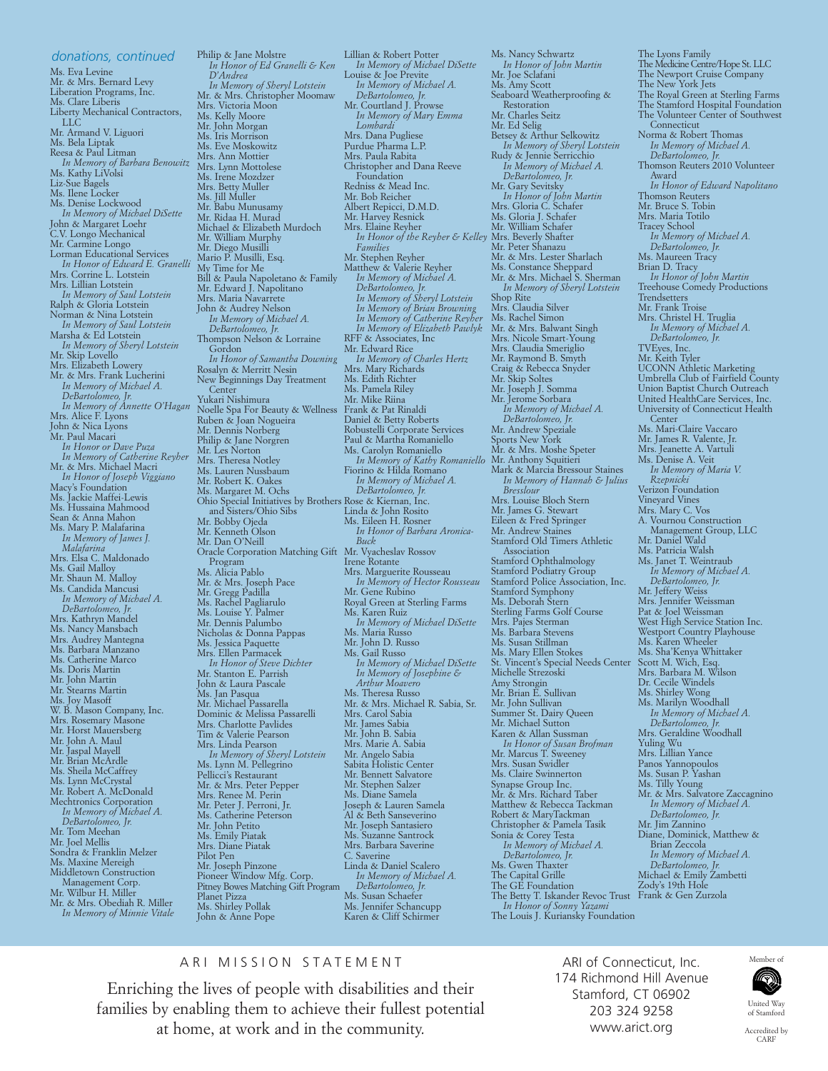*donations, continued*

Ms. Eva Levine
Mr. & Mrs. Bernard Levy
Liberation Programs, Inc.
Ms. Clare Liberis
Liberty Mechanical Contractors, LLC
Mr. Armand V. Liguori
Ms. Bela Liptak
Reesa & Paul Litman
*In Memory of Barbara Benowitz*
Ms. Kathy LiVolsi
Liz-Sue Bagels
Ms. Ilene Locker
Ms. Denise Lockwood
*In Memory of Michael DiSette*
John & Margaret Loehr
C.V. Longo Mechanical
Mr. Carmine Longo
Lorman Educational Services
*In Honor of Edward E. Granelli*
Mrs. Corrine L. Lotstein
Mrs. Lillian Lotstein
*In Memory of Saul Lotstein*
Ralph & Gloria Lotstein
Norman & Nina Lotstein
*In Memory of Saul Lotstein*
Marsha & Ed Lotstein
*In Memory of Sheryl Lotstein*
Mr. Skip Lovello
Mrs. Elizabeth Lowery
Mr. & Mrs. Frank Lucherini
*In Memory of Michael A. DeBartolomeo, Jr.*
*In Memory of Annette O'Hagan*
Mrs. Alice F. Lyons
John & Nica Lyons
Mr. Paul Macari
*In Honor or Dave Puza*
*In Memory of Catherine Reyher*
Mr. & Mrs. Michael Macri
*In Honor of Joseph Viggiano*
Macy's Foundation
Ms. Jackie Maffei-Lewis
Ms. Hussaina Mahmood
Sean & Anna Mahon
Ms. Mary P. Malafarina
*In Memory of James J. Malafarina*
Mrs. Elsa C. Maldonado
Ms. Gail Malloy
Mr. Shaun M. Malloy
Ms. Candida Mancusi
*In Memory of Michael A. DeBartolomeo, Jr.*
Mrs. Kathryn Mandel
Ms. Nancy Mansbach
Mrs. Audrey Mantegna
Ms. Barbara Manzano
Ms. Catherine Marco
Ms. Doris Martin
Mr. John Martin
Mr. Stearns Martin
Ms. Joy Masoff
W. B. Mason Company, Inc.
Mrs. Rosemary Masone
Mr. Horst Mauersberg
Mr. John A. Maul
Mr. Jaspal Mayell
Mr. Brian McArdle
Ms. Sheila McCaffrey
Ms. Lynn McCrystal
Mr. Robert A. McDonald
Mechtronics Corporation
*In Memory of Michael A. DeBartolomeo, Jr.*
Mr. Tom Meehan
Mr. Joel Mellis
Sondra & Franklin Melzer
Ms. Maxine Mereigh
Middletown Construction Management Corp.
Mr. Wilbur H. Miller
Mr. & Mrs. Obediah R. Miller
*In Memory of Minnie Vitale*
Philip & Jane Molstre
*In Honor of Ed Granelli & Ken D'Andrea*
*In Memory of Sheryl Lotstein*
Mr. & Mrs. Christopher Moomaw
Mrs. Victoria Moon
Ms. Kelly Moore
Mr. John Morgan
Ms. Iris Morrison
Ms. Eve Moskowitz
Mrs. Ann Mottier
Mrs. Lynn Mottolese
Ms. Irene Mozdzer
Mrs. Betty Muller
Ms. Jill Muller
Mr. Babu Munusamy
Mr. Ridaa H. Murad
Michael & Elizabeth Murdoch
Mr. William Murphy
Mr. Diego Musilli
Mario P. Musilli, Esq.
My Time for Me
Bill & Paula Napoletano & Family
Mr. Edward J. Napolitano
Mrs. Maria Navarrete
John & Audrey Nelson
*In Memory of Michael A. DeBartolomeo, Jr.*
Thompson Nelson & Lorraine Gordon
*In Honor of Samantha Downing*
Rosalyn & Merritt Nesin
New Beginnings Day Treatment Center
Yukari Nishimura
Noelle Spa For Beauty & Wellness
Ruben & Joan Nogueira
Mr. Dennis Norberg
Philip & Jane Norgren
Mr. Les Norton
Mrs. Theresa Notley
Ms. Lauren Nussbaum
Mr. Robert K. Oakes
Ms. Margaret M. Ochs
Ohio Special Initiatives by Brothers and Sisters/Ohio Sibs
Mr. Bobby Ojeda
Mr. Kenneth Olson
Mr. Dan O'Neill
Oracle Corporation Matching Gift Program
Ms. Alicia Pablo
Mr. & Mrs. Joseph Pace
Mr. Gregg Padilla
Ms. Rachel Pagliarulo
Ms. Louise Y. Palmer
Mr. Dennis Palumbo
Nicholas & Donna Pappas
Ms. Jessica Paquette
Mrs. Ellen Parmacek
*In Honor of Steve Dichter*
Mr. Stanton E. Parrish
John & Laura Pascale
Ms. Jan Pasqua
Mr. Michael Passarella
Dominic & Melissa Passarelli
Mrs. Charlotte Pavlides
Tim & Valerie Pearson
Mrs. Linda Pearson
*In Memory of Sheryl Lotstein*
Ms. Lynn M. Pellegrino
Pellicci's Restaurant
Mr. & Mrs. Peter Pepper
Mrs. Renee M. Perin
Mr. Peter J. Perroni, Jr.
Ms. Catherine Peterson
Mr. John Petito
Ms. Emily Piatak
Mrs. Diane Piatak
Pilot Pen
Mr. Joseph Pinzone
Pioneer Window Mfg. Corp.
Pitney Bowes Matching Gift Program
Planet Pizza
Ms. Shirley Pollak
John & Anne Pope
Lillian & Robert Potter
*In Memory of Michael DiSette*
Louise & Joe Previte
*In Memory of Michael A. DeBartolomeo, Jr.*
Mr. Courtland J. Prowse
*In Memory of Mary Emma Lombardi*
Mrs. Dana Pugliese
Purdue Pharma L.P.
Mrs. Paula Rabita
Christopher and Dana Reeve Foundation
Redniss & Mead Inc.
Mr. Bob Reicher
Albert Repicci, D.M.D.
Mr. Harvey Resnick
Mrs. Elaine Reyher
*In Honor of the Reyher & Kelley Families*
Mr. Stephen Reyher
Matthew & Valerie Reyher
*In Memory of Michael A. DeBartolomeo, Jr.*
*In Memory of Sheryl Lotstein*
*In Memory of Brian Browning*
*In Memory of Catherine Reyher*
*In Memory of Elizabeth Pawlyk*
RFF & Associates, Inc
Mr. Edward Rice
*In Memory of Charles Hertz*
Mrs. Mary Richards
Ms. Edith Richter
Ms. Pamela Riley
Mr. Mike Riina
Frank & Pat Rinaldi
Daniel & Betty Roberts
Robustelli Corporate Services
Paul & Martha Romaniello
Ms. Carolyn Romaniello
*In Memory of Kathy Romaniello*
Fiorino & Hilda Romano
*In Memory of Michael A. DeBartolomeo, Jr.*
Rose & Kiernan, Inc.
Linda & John Rosito
Ms. Eileen H. Rosner
*In Honor of Barbara Aronica-Buck*
Mr. Vyacheslav Rossov
Irene Rotante
Mrs. Marguerite Rousseau
*In Memory of Hector Rousseau*
Mr. Gene Rubino
Royal Green at Sterling Farms
Ms. Karen Ruiz
*In Memory of Michael DiSette*
Ms. Maria Russo
Mr. John D. Russo
Ms. Gail Russo
*In Memory of Michael DiSette*
*In Memory of Josephine & Arthur Moavero*
Ms. Theresa Russo
Mr. & Mrs. Michael R. Sabia, Sr.
Mrs. Carol Sabia
Mr. James Sabia
Mr. John B. Sabia
Mrs. Marie A. Sabia
Mr. Angelo Sabia
Sabita Holistic Center
Mr. Bennett Salvatore
Mr. Stephen Salzer
Ms. Diane Samela
Joseph & Lauren Samela
Al & Beth Sanseverino
Mr. Joseph Santasiero
Ms. Suzanne Santrock
Mrs. Barbara Saverine
C. Saverine
Linda & Daniel Scalero
*In Memory of Michael A. DeBartolomeo, Jr.*
Ms. Susan Schaefer
Ms. Jennifer Schancupp
Karen & Cliff Schirmer
Ms. Nancy Schwartz
*In Honor of John Martin*
Mr. Joe Sclafani
Ms. Amy Scott
Seaboard Weatherproofing & Restoration
Mr. Charles Seitz
Mr. Ed Selig
Betsey & Arthur Selkowitz
*In Memory of Sheryl Lotstein*
Rudy & Jennie Serricchio
*In Memory of Michael A. DeBartolomeo, Jr.*
Mr. Gary Sevitsky
*In Honor of John Martin*
Mrs. Gloria C. Schafer
Ms. Gloria J. Schafer
Mr. William Schafer
Mrs. Beverly Shafter
Mr. Peter Shanazu
Mr. & Mrs. Lester Sharlach
Ms. Constance Sheppard
Mr. & Mrs. Michael S. Sherman
*In Memory of Sheryl Lotstein*
Shop Rite
Mrs. Claudia Silver
Ms. Rachel Simon
Mr. & Mrs. Balwant Singh
Mrs. Nicole Smart-Young
Mrs. Claudia Smeriglio
Mr. Raymond B. Smyth
Craig & Rebecca Snyder
Mr. Skip Soltes
Mr. Joseph J. Somma
Mr. Jerome Sorbara
*In Memory of Michael A. DeBartolomeo, Jr.*
Mr. Andrew Speziale
Sports New York
Mr. & Mrs. Moshe Speter
Mr. Anthony Squitieri
Mark & Marcia Bressour Staines
*In Memory of Hannah & Julius Bresslour*
Mrs. Louise Bloch Stern
Mr. James G. Stewart
Eileen & Fred Springer
Mr. Andrew Staines
Stamford Old Timers Athletic Association
Stamford Ophthalmology
Stamford Podiatry Group
Stamford Police Association, Inc.
Stamford Symphony
Ms. Deborah Stern
Sterling Farms Golf Course
Mrs. Pajes Sterman
Ms. Barbara Stevens
Ms. Susan Stillman
Ms. Mary Ellen Stokes
St. Vincent's Special Needs Center
Michelle Strezoski
Amy Strongin
Mr. Brian E. Sullivan
Mr. John Sullivan
Summer St. Dairy Queen
Mr. Michael Sutton
Karen & Allan Sussman
*In Honor of Susan Brofman*
Mr. Marcus T. Sweeney
Mrs. Susan Swidler
Ms. Claire Swinnerton
Synapse Group Inc.
Mr. & Mrs. Richard Taber
Matthew & Rebecca Tackman
Robert & MaryTackman
Christopher & Pamela Tasik
Sonia & Corey Testa
*In Memory of Michael A. DeBartolomeo, Jr.*
Ms. Gwen Thaxter
The Capital Grille
The GE Foundation
The Betty T. Iskander Revoc Trust
*In Honor of Sonny Yazami*
The Louis J. Kuriansky Foundation
The Lyons Family
The Medicine Centre/Hope St. LLC
The Newport Cruise Company
The New York Jets
The Royal Green at Sterling Farms
The Stamford Hospital Foundation
The Volunteer Center of Southwest Connecticut
Norma & Robert Thomas
*In Memory of Michael A. DeBartolomeo, Jr.*
Thomson Reuters 2010 Volunteer Award
*In Honor of Edward Napolitano*
Thomson Reuters
Mr. Bruce S. Tobin
Mrs. Maria Totilo
Tracey School
*In Memory of Michael A. DeBartolomeo, Jr.*
Ms. Maureen Tracy
Brian D. Tracy
*In Honor of John Martin*
Treehouse Comedy Productions
Trendsetters
Mr. Frank Troise
Mrs. Christel H. Truglia
*In Memory of Michael A. DeBartolomeo, Jr.*
TVEyes, Inc.
Mr. Keith Tyler
UCONN Athletic Marketing
Umbrella Club of Fairfield County
Union Baptist Church Outreach
United HealthCare Services, Inc.
University of Connecticut Health Center
Ms. Mari-Claire Vaccaro
Mr. James R. Valente, Jr.
Mrs. Jeanette A. Vartuli
Ms. Denise A. Veit
*In Memory of Maria V. Rzepnicki*
Verizon Foundation
Vineyard Vines
Mrs. Mary C. Vos
A. Vournou Construction Management Group, LLC
Mr. Daniel Wald
Ms. Patricia Walsh
Ms. Janet T. Weintraub
*In Memory of Michael A. DeBartolomeo, Jr.*
Mr. Jeffery Weiss
Mrs. Jennifer Weissman
Pat & Joel Weissman
West High Service Station Inc.
Westport Country Playhouse
Ms. Karen Wheeler
Ms. Sha'Kenya Whittaker
Scott M. Wich, Esq.
Mrs. Barbara M. Wilson
Dr. Cecile Windels
Ms. Shirley Wong
Ms. Marilyn Woodhall
*In Memory of Michael A. DeBartolomeo, Jr.*
Mrs. Geraldine Woodhall
Yuling Wu
Mrs. Lillian Yance
Panos Yannopoulos
Ms. Susan P. Yashan
Ms. Tilly Young
Mr. & Mrs. Salvatore Zaccagnino
*In Memory of Michael A. DeBartolomeo, Jr.*
Mr. Jim Zannino
Diane, Dominick, Matthew & Brian Zeccola
*In Memory of Michael A. DeBartolomeo, Jr.*
Michael & Emily Zambetti
Zody's 19th Hole
Frank & Gen Zurzola

## ARI MISSION STATEMENT

Enriching the lives of people with disabilities and their families by enabling them to achieve their fullest potential at home, at work and in the community.

ARI of Connecticut, Inc.
174 Richmond Hill Avenue
Stamford, CT 06902
203 324 9258
www.arict.org

Member of United Way of Stamford

Accredited by CARF